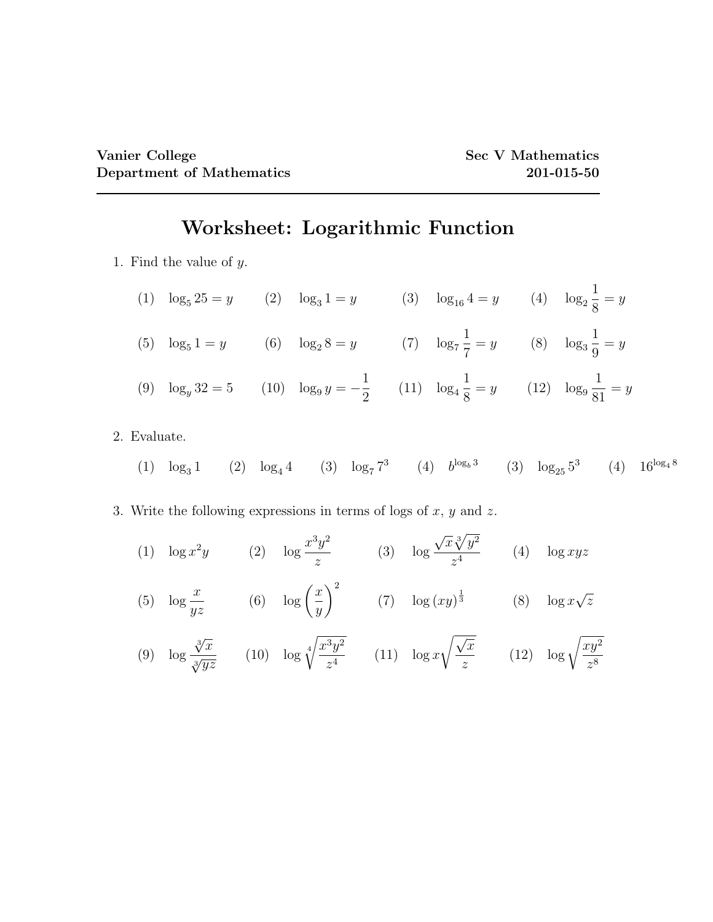**Vanier College**
**Department of Mathematics**

**Sec V Mathematics**
**201-015-50**

# Worksheet: Logarithmic Function

1. Find the value of $y$.

   (1) $\log_5 25 = y$ (2) $\log_3 1 = y$ (3) $\log_{16} 4 = y$ (4) $\log_2 \dfrac{1}{8} = y$

   (5) $\log_5 1 = y$ (6) $\log_2 8 = y$ (7) $\log_7 \dfrac{1}{7} = y$ (8) $\log_3 \dfrac{1}{9} = y$

   (9) $\log_y 32 = 5$ (10) $\log_9 y = -\dfrac{1}{2}$ (11) $\log_4 \dfrac{1}{8} = y$ (12) $\log_9 \dfrac{1}{81} = y$

2. Evaluate.

   (1) $\log_3 1$ (2) $\log_4 4$ (3) $\log_7 7^3$ (4) $b^{\log_b 3}$ (3) $\log_{25} 5^3$ (4) $16^{\log_4 8}$

3. Write the following expressions in terms of logs of $x$, $y$ and $z$.

   (1) $\log x^2 y$ (2) $\log \dfrac{x^3 y^2}{z}$ (3) $\log \dfrac{\sqrt{x}\sqrt[3]{y^2}}{z^4}$ (4) $\log xyz$

   (5) $\log \dfrac{x}{yz}$ (6) $\log \left(\dfrac{x}{y}\right)^2$ (7) $\log (xy)^{\frac{1}{3}}$ (8) $\log x\sqrt{z}$

   (9) $\log \dfrac{\sqrt[3]{x}}{\sqrt[3]{yz}}$ (10) $\log \sqrt[4]{\dfrac{x^3 y^2}{z^4}}$ (11) $\log x\sqrt{\dfrac{\sqrt{x}}{z}}$ (12) $\log \sqrt{\dfrac{xy^2}{z^8}}$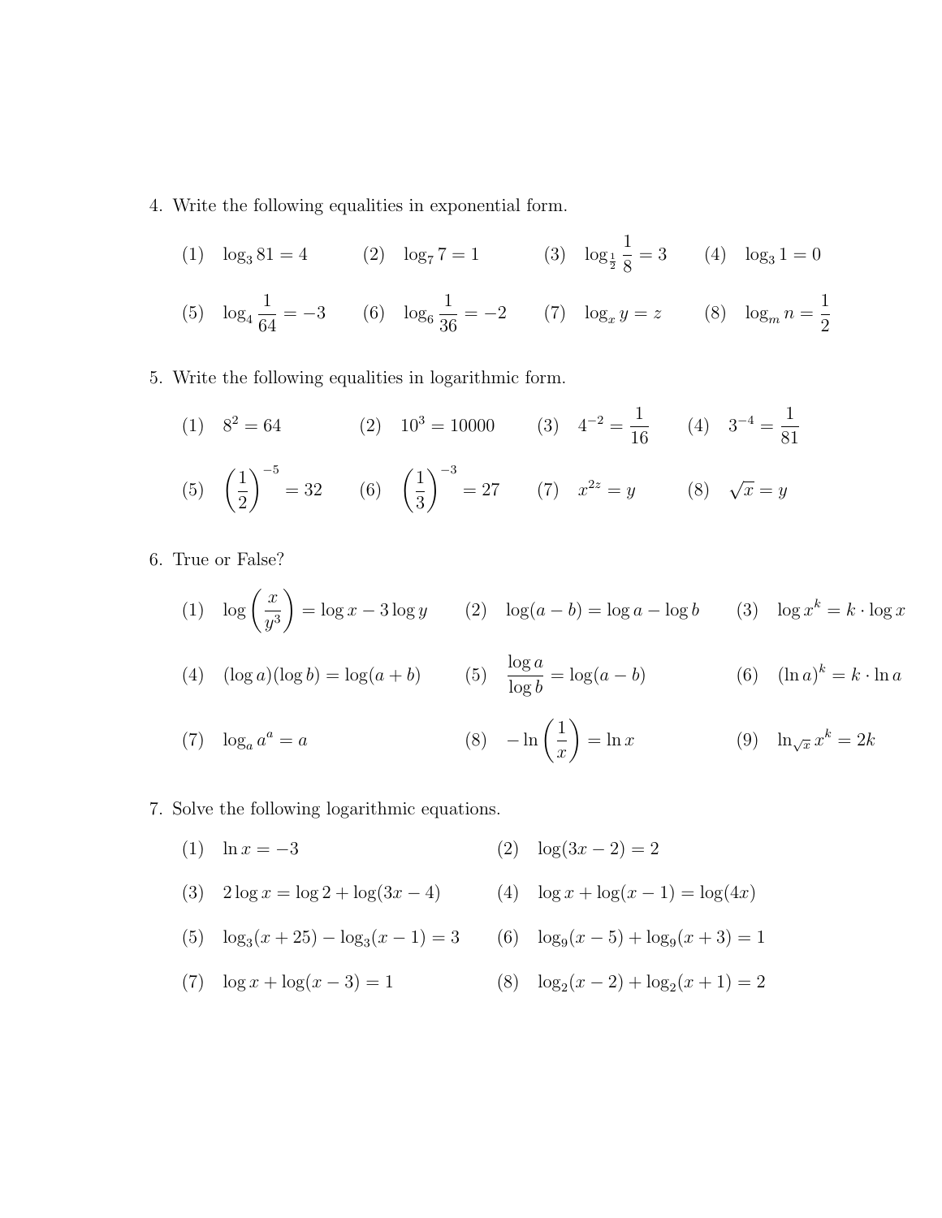4. Write the following equalities in exponential form.

(1) $\log_3 81 = 4$ (2) $\log_7 7 = 1$ (3) $\log_{\frac{1}{2}} \frac{1}{8} = 3$ (4) $\log_3 1 = 0$

(5) $\log_4 \frac{1}{64} = -3$ (6) $\log_6 \frac{1}{36} = -2$ (7) $\log_x y = z$ (8) $\log_m n = \frac{1}{2}$

5. Write the following equalities in logarithmic form.

(1) $8^2 = 64$ (2) $10^3 = 10000$ (3) $4^{-2} = \frac{1}{16}$ (4) $3^{-4} = \frac{1}{81}$

(5) $\left(\frac{1}{2}\right)^{-5} = 32$ (6) $\left(\frac{1}{3}\right)^{-3} = 27$ (7) $x^{2z} = y$ (8) $\sqrt{x} = y$

6. True or False?

(1) $\log\left(\frac{x}{y^3}\right) = \log x - 3\log y$ (2) $\log(a-b) = \log a - \log b$ (3) $\log x^k = k \cdot \log x$

(4) $(\log a)(\log b) = \log(a+b)$ (5) $\frac{\log a}{\log b} = \log(a-b)$ (6) $(\ln a)^k = k \cdot \ln a$

(7) $\log_a a^a = a$ (8) $-\ln\left(\frac{1}{x}\right) = \ln x$ (9) $\ln_{\sqrt{x}} x^k = 2k$

7. Solve the following logarithmic equations.

(1) $\ln x = -3$ (2) $\log(3x-2) = 2$

(3) $2\log x = \log 2 + \log(3x-4)$ (4) $\log x + \log(x-1) = \log(4x)$

(5) $\log_3(x+25) - \log_3(x-1) = 3$ (6) $\log_9(x-5) + \log_9(x+3) = 1$

(7) $\log x + \log(x-3) = 1$ (8) $\log_2(x-2) + \log_2(x+1) = 2$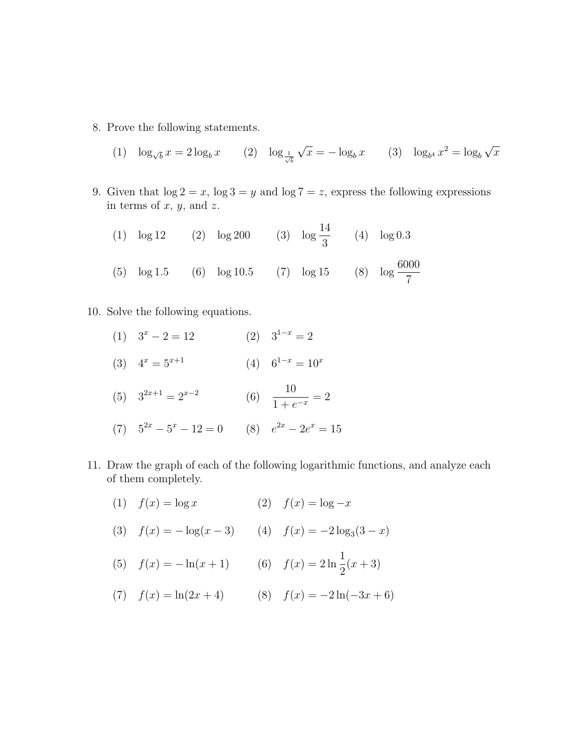8. Prove the following statements.

   (1) $\log_{\sqrt{b}} x = 2\log_b x$ (2) $\log_{\frac{1}{\sqrt{b}}} \sqrt{x} = -\log_b x$ (3) $\log_{b^4} x^2 = \log_b \sqrt{x}$

9. Given that $\log 2 = x$, $\log 3 = y$ and $\log 7 = z$, express the following expressions in terms of $x$, $y$, and $z$.

   (1) $\log 12$ (2) $\log 200$ (3) $\log \dfrac{14}{3}$ (4) $\log 0.3$

   (5) $\log 1.5$ (6) $\log 10.5$ (7) $\log 15$ (8) $\log \dfrac{6000}{7}$

10. Solve the following equations.

    (1) $3^x - 2 = 12$ (2) $3^{1-x} = 2$

    (3) $4^x = 5^{x+1}$ (4) $6^{1-x} = 10^x$

    (5) $3^{2x+1} = 2^{x-2}$ (6) $\dfrac{10}{1+e^{-x}} = 2$

    (7) $5^{2x} - 5^x - 12 = 0$ (8) $e^{2x} - 2e^x = 15$

11. Draw the graph of each of the following logarithmic functions, and analyze each of them completely.

    (1) $f(x) = \log x$ (2) $f(x) = \log -x$

    (3) $f(x) = -\log(x-3)$ (4) $f(x) = -2\log_3(3-x)$

    (5) $f(x) = -\ln(x+1)$ (6) $f(x) = 2\ln\dfrac{1}{2}(x+3)$

    (7) $f(x) = \ln(2x+4)$ (8) $f(x) = -2\ln(-3x+6)$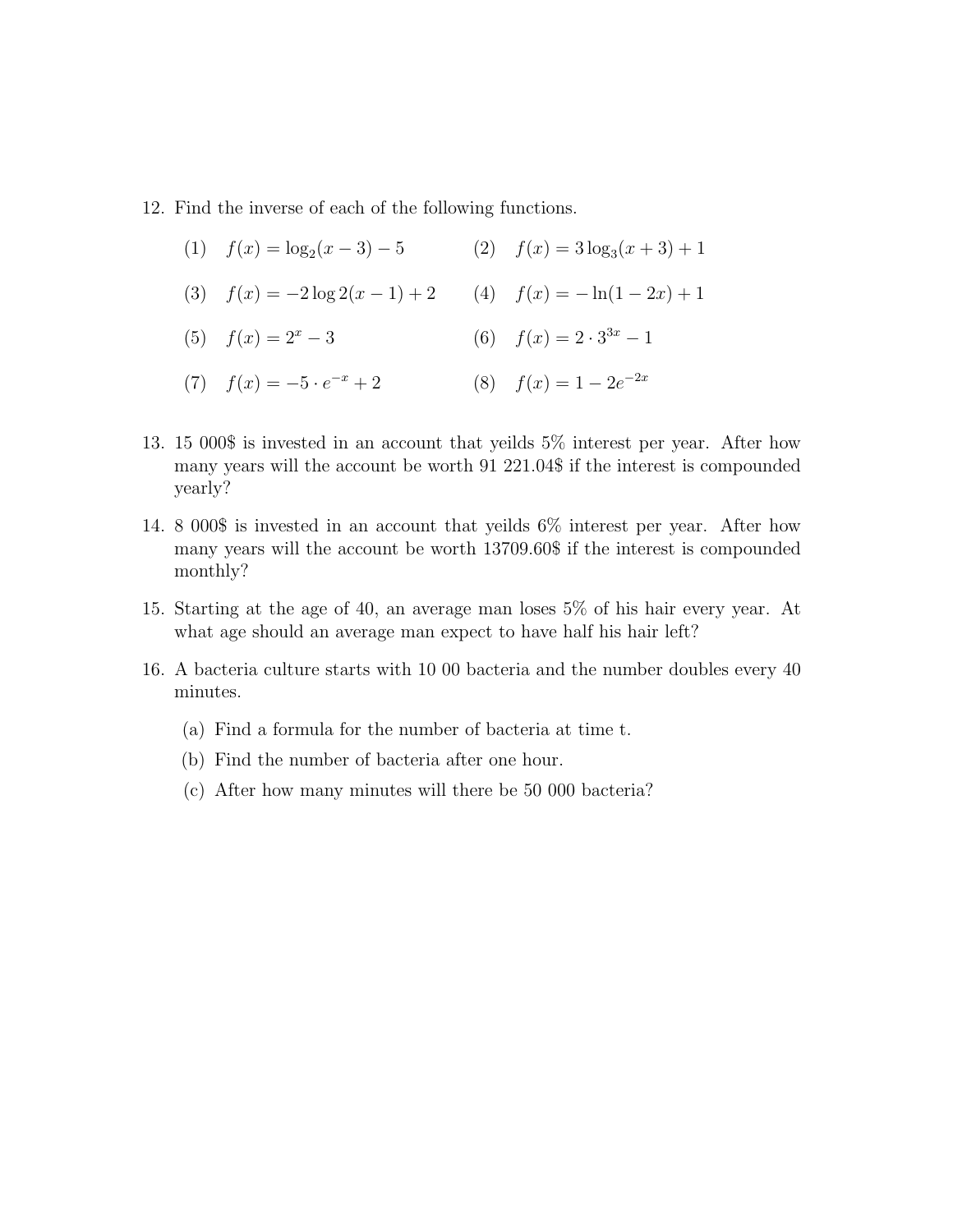12. Find the inverse of each of the following functions.

(1) $f(x) = \log_2(x - 3) - 5$

(2) $f(x) = 3\log_3(x + 3) + 1$

(3) $f(x) = -2\log 2(x - 1) + 2$

(4) $f(x) = -\ln(1 - 2x) + 1$

(5) $f(x) = 2^x - 3$

(6) $f(x) = 2 \cdot 3^{3x} - 1$

(7) $f(x) = -5 \cdot e^{-x} + 2$

(8) $f(x) = 1 - 2e^{-2x}$

13. 15 000$ is invested in an account that yeilds 5% interest per year. After how many years will the account be worth 91 221.04$ if the interest is compounded yearly?

14. 8 000$ is invested in an account that yeilds 6% interest per year. After how many years will the account be worth 13709.60$ if the interest is compounded monthly?

15. Starting at the age of 40, an average man loses 5% of his hair every year. At what age should an average man expect to have half his hair left?

16. A bacteria culture starts with 10 00 bacteria and the number doubles every 40 minutes.

    (a) Find a formula for the number of bacteria at time t.

    (b) Find the number of bacteria after one hour.

    (c) After how many minutes will there be 50 000 bacteria?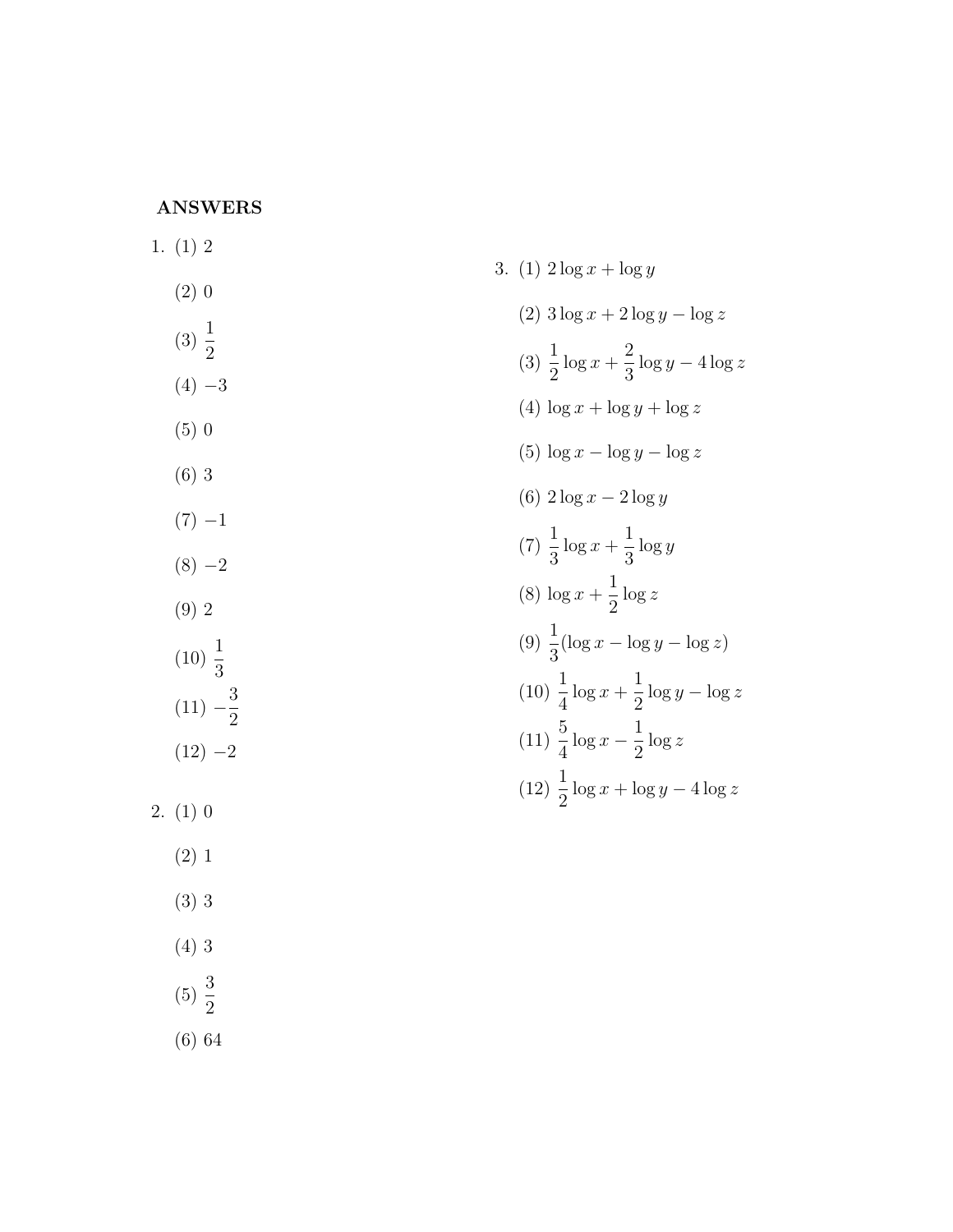**ANSWERS**

1. (1) $2$

   (2) $0$

   (3) $\frac{1}{2}$

   (4) $-3$

   (5) $0$

   (6) $3$

   (7) $-1$

   (8) $-2$

   (9) $2$

   (10) $\frac{1}{3}$

   (11) $-\frac{3}{2}$

   (12) $-2$

2. (1) $0$

   (2) $1$

   (3) $3$

   (4) $3$

   (5) $\frac{3}{2}$

   (6) $64$

3. (1) $2\log x + \log y$

   (2) $3\log x + 2\log y - \log z$

   (3) $\frac{1}{2}\log x + \frac{2}{3}\log y - 4\log z$

   (4) $\log x + \log y + \log z$

   (5) $\log x - \log y - \log z$

   (6) $2\log x - 2\log y$

   (7) $\frac{1}{3}\log x + \frac{1}{3}\log y$

   (8) $\log x + \frac{1}{2}\log z$

   (9) $\frac{1}{3}(\log x - \log y - \log z)$

   (10) $\frac{1}{4}\log x + \frac{1}{2}\log y - \log z$

   (11) $\frac{5}{4}\log x - \frac{1}{2}\log z$

   (12) $\frac{1}{2}\log x + \log y - 4\log z$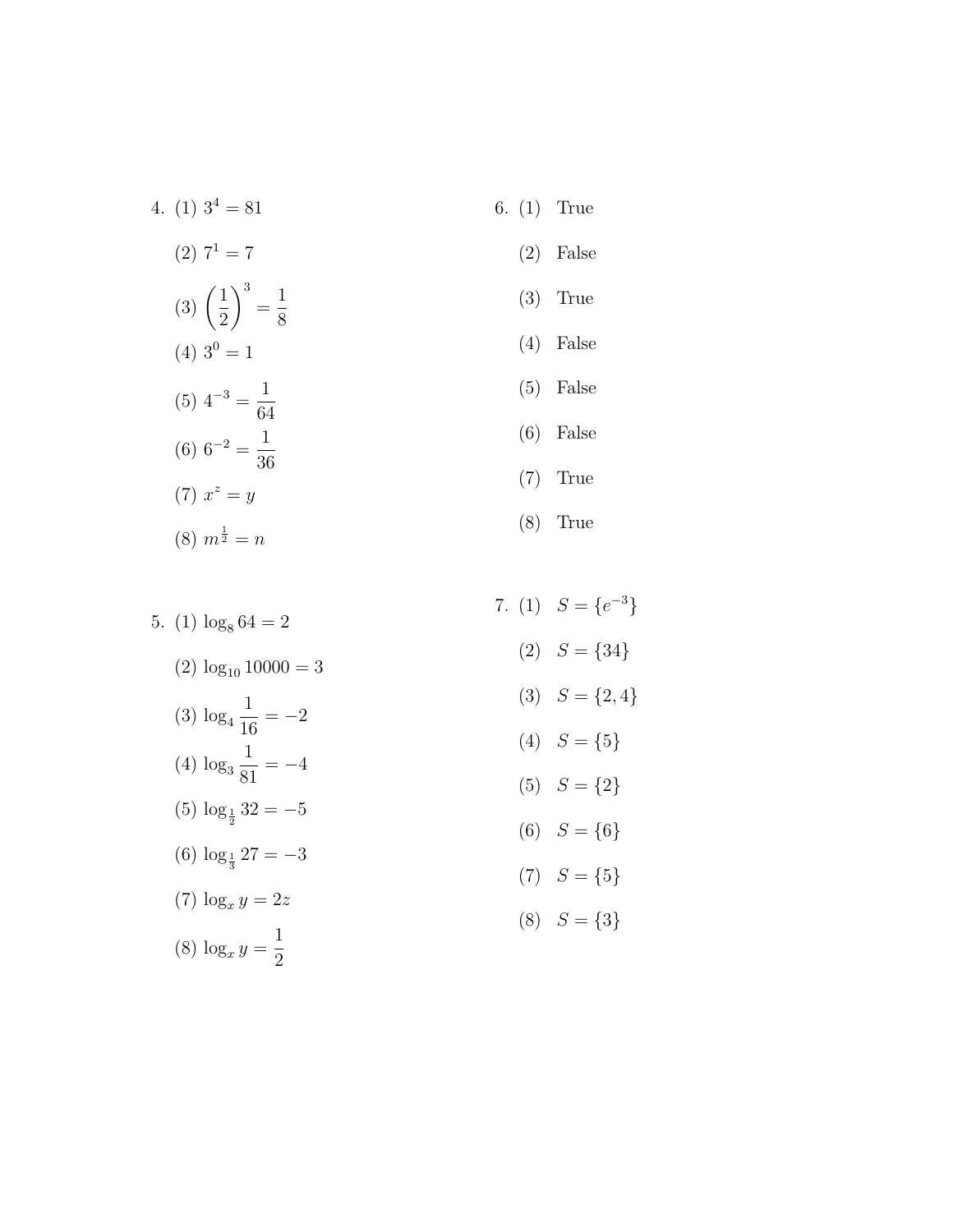4. (1) $3^4 = 81$

   (2) $7^1 = 7$

   (3) $\left(\frac{1}{2}\right)^3 = \frac{1}{8}$

   (4) $3^0 = 1$

   (5) $4^{-3} = \frac{1}{64}$

   (6) $6^{-2} = \frac{1}{36}$

   (7) $x^z = y$

   (8) $m^{\frac{1}{2}} = n$

5. (1) $\log_8 64 = 2$

   (2) $\log_{10} 10000 = 3$

   (3) $\log_4 \frac{1}{16} = -2$

   (4) $\log_3 \frac{1}{81} = -4$

   (5) $\log_{\frac{1}{2}} 32 = -5$

   (6) $\log_{\frac{1}{3}} 27 = -3$

   (7) $\log_x y = 2z$

   (8) $\log_x y = \frac{1}{2}$

6. (1) True

   (2) False

   (3) True

   (4) False

   (5) False

   (6) False

   (7) True

   (8) True

7. (1) $S = \{e^{-3}\}$

   (2) $S = \{34\}$

   (3) $S = \{2, 4\}$

   (4) $S = \{5\}$

   (5) $S = \{2\}$

   (6) $S = \{6\}$

   (7) $S = \{5\}$

   (8) $S = \{3\}$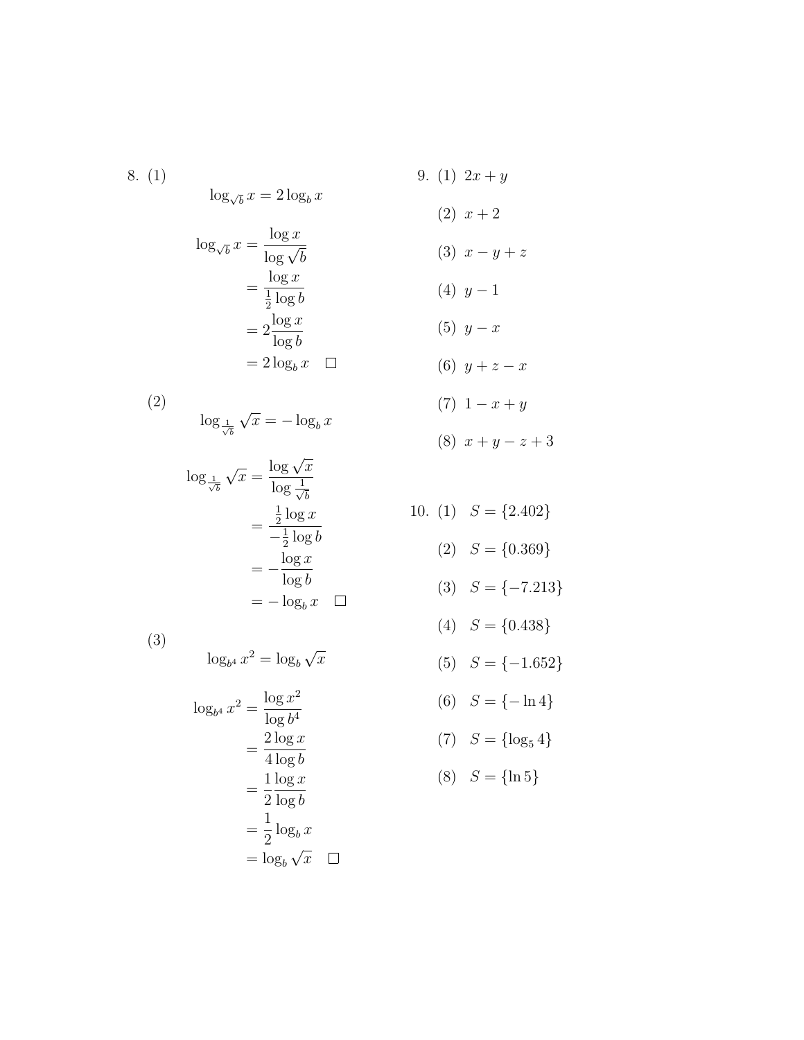8. (1)

$$\log_{\sqrt{b}} x = 2\log_b x$$

$$\begin{aligned}
\log_{\sqrt{b}} x &= \frac{\log x}{\log \sqrt{b}} \\
&= \frac{\log x}{\frac{1}{2}\log b} \\
&= 2\frac{\log x}{\log b} \\
&= 2\log_b x \quad \square
\end{aligned}$$

(2)

$$\log_{\frac{1}{\sqrt{b}}} \sqrt{x} = -\log_b x$$

$$\begin{aligned}
\log_{\frac{1}{\sqrt{b}}} \sqrt{x} &= \frac{\log \sqrt{x}}{\log \frac{1}{\sqrt{b}}} \\
&= \frac{\frac{1}{2}\log x}{-\frac{1}{2}\log b} \\
&= -\frac{\log x}{\log b} \\
&= -\log_b x \quad \square
\end{aligned}$$

(3)

$$\log_{b^4} x^2 = \log_b \sqrt{x}$$

$$\begin{aligned}
\log_{b^4} x^2 &= \frac{\log x^2}{\log b^4} \\
&= \frac{2\log x}{4\log b} \\
&= \frac{1}{2}\frac{\log x}{\log b} \\
&= \frac{1}{2}\log_b x \\
&= \log_b \sqrt{x} \quad \square
\end{aligned}$$

9. (1) $2x + y$

(2) $x + 2$

(3) $x - y + z$

(4) $y - 1$

(5) $y - x$

(6) $y + z - x$

(7) $1 - x + y$

(8) $x + y - z + 3$

10. (1) $S = \{2.402\}$

(2) $S = \{0.369\}$

(3) $S = \{-7.213\}$

(4) $S = \{0.438\}$

(5) $S = \{-1.652\}$

(6) $S = \{-\ln 4\}$

(7) $S = \{\log_5 4\}$

(8) $S = \{\ln 5\}$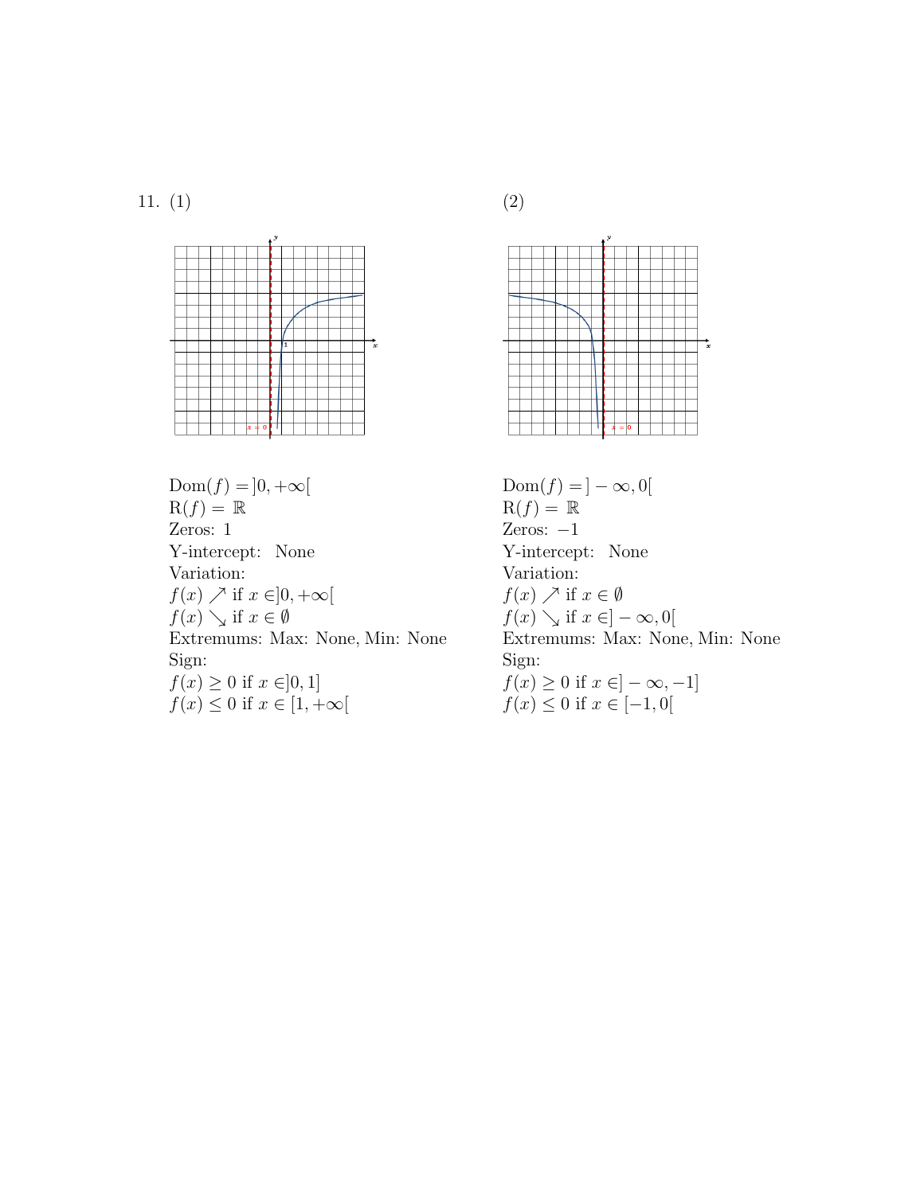11. (1)

Dom$(f) = ]0, +\infty[$

R$(f) = \mathbb{R}$

Zeros: 1

Y-intercept: None

Variation:

$f(x) \nearrow$ if $x \in ]0, +\infty[$

$f(x) \searrow$ if $x \in \emptyset$

Extremums: Max: None, Min: None

Sign:

$f(x) \geq 0$ if $x \in ]0, 1]$

$f(x) \leq 0$ if $x \in [1, +\infty[$

(2)

Dom$(f) = ]-\infty, 0[$

R$(f) = \mathbb{R}$

Zeros: $-1$

Y-intercept: None

Variation:

$f(x) \nearrow$ if $x \in \emptyset$

$f(x) \searrow$ if $x \in ]-\infty, 0[$

Extremums: Max: None, Min: None

Sign:

$f(x) \geq 0$ if $x \in ]-\infty, -1]$

$f(x) \leq 0$ if $x \in [-1, 0[$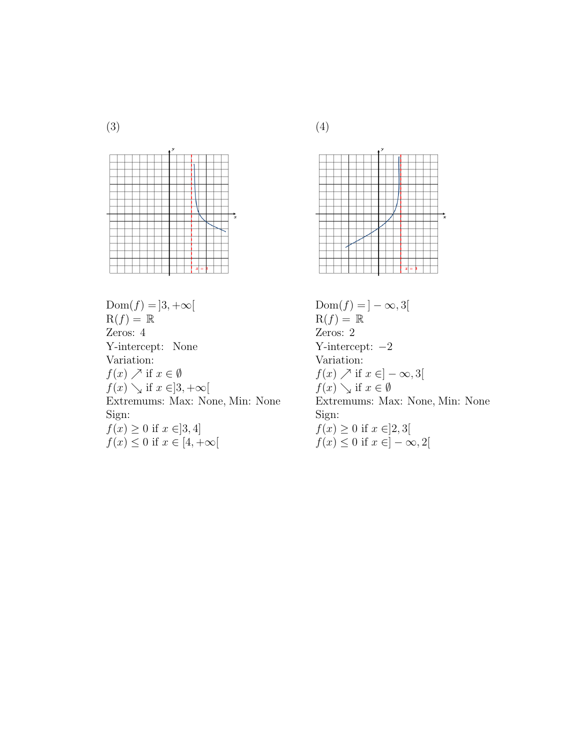(3)

$\mathrm{Dom}(f) = ]3, +\infty[$
$\mathrm{R}(f) = \mathbb{R}$
Zeros: 4
Y-intercept: None
Variation:
$f(x) \nearrow$ if $x \in \emptyset$
$f(x) \searrow$ if $x \in ]3, +\infty[$
Extremums: Max: None, Min: None
Sign:
$f(x) \geq 0$ if $x \in ]3, 4]$
$f(x) \leq 0$ if $x \in [4, +\infty[$

(4)

$\mathrm{Dom}(f) = ]-\infty, 3[$
$\mathrm{R}(f) = \mathbb{R}$
Zeros: 2
Y-intercept: $-2$
Variation:
$f(x) \nearrow$ if $x \in ]-\infty, 3[$
$f(x) \searrow$ if $x \in \emptyset$
Extremums: Max: None, Min: None
Sign:
$f(x) \geq 0$ if $x \in ]2, 3[$
$f(x) \leq 0$ if $x \in ]-\infty, 2[$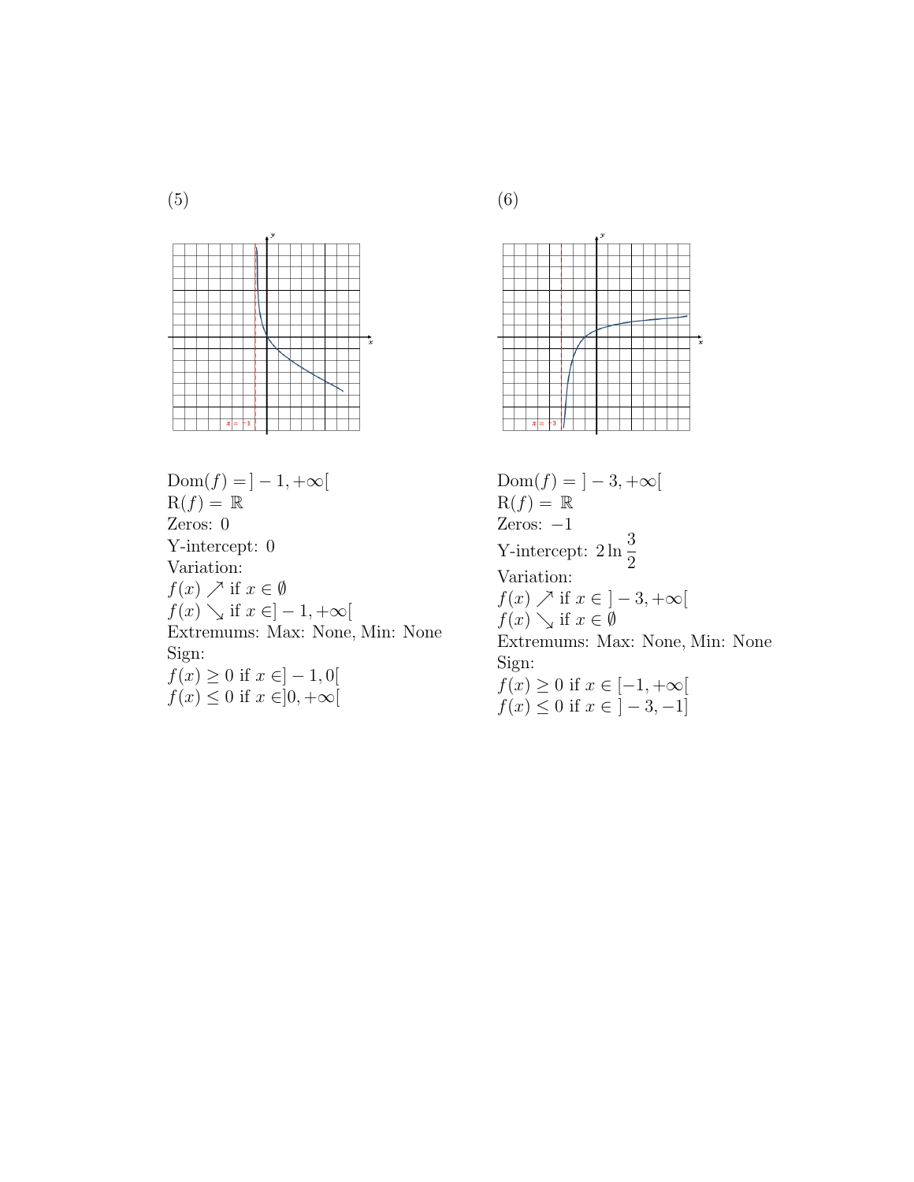(5)

$\text{Dom}(f) = ]-1, +\infty[$
$\text{R}(f) = \mathbb{R}$
Zeros: $0$
Y-intercept: $0$
Variation:
$f(x) \nearrow$ if $x \in \emptyset$
$f(x) \searrow$ if $x \in ]-1, +\infty[$
Extremums: Max: None, Min: None
Sign:
$f(x) \geq 0$ if $x \in ]-1, 0[$
$f(x) \leq 0$ if $x \in ]0, +\infty[$

(6)

$\text{Dom}(f) = ]-3, +\infty[$
$\text{R}(f) = \mathbb{R}$
Zeros: $-1$
Y-intercept: $2\ln\dfrac{3}{2}$
Variation:
$f(x) \nearrow$ if $x \in ]-3, +\infty[$
$f(x) \searrow$ if $x \in \emptyset$
Extremums: Max: None, Min: None
Sign:
$f(x) \geq 0$ if $x \in [-1, +\infty[$
$f(x) \leq 0$ if $x \in ]-3, -1]$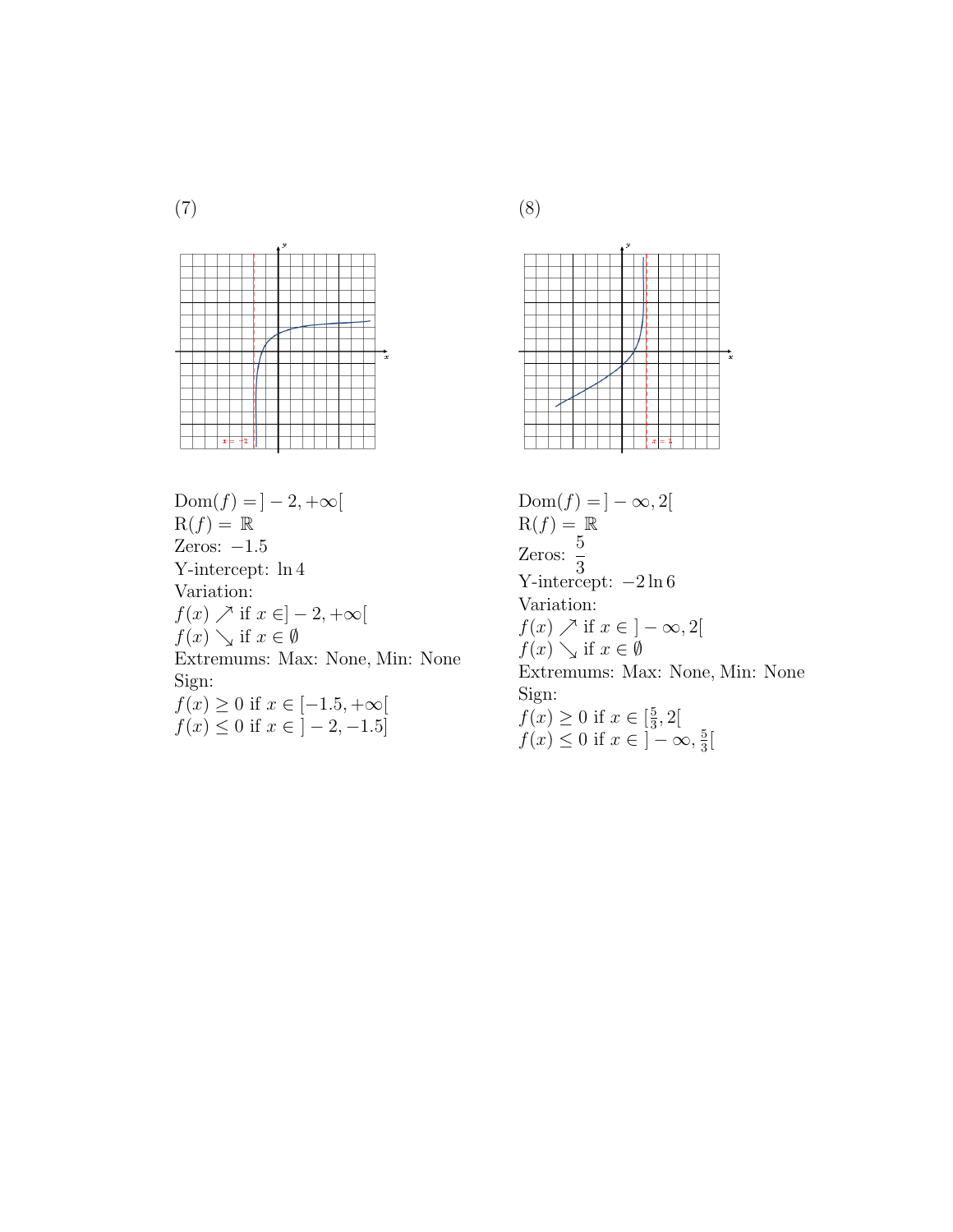(7)

$\text{Dom}(f) = ]-2, +\infty[$

$\text{R}(f) = \mathbb{R}$

Zeros: $-1.5$

Y-intercept: $\ln 4$

Variation:

$f(x) \nearrow$ if $x \in ]-2, +\infty[$

$f(x) \searrow$ if $x \in \emptyset$

Extremums: Max: None, Min: None

Sign:

$f(x) \geq 0$ if $x \in [-1.5, +\infty[$

$f(x) \leq 0$ if $x \in ]-2, -1.5]$

(8)

$\text{Dom}(f) = ]-\infty, 2[$

$\text{R}(f) = \mathbb{R}$

Zeros: $\dfrac{5}{3}$

Y-intercept: $-2\ln 6$

Variation:

$f(x) \nearrow$ if $x \in ]-\infty, 2[$

$f(x) \searrow$ if $x \in \emptyset$

Extremums: Max: None, Min: None

Sign:

$f(x) \geq 0$ if $x \in [\frac{5}{3}, 2[$

$f(x) \leq 0$ if $x \in ]-\infty, \frac{5}{3}[$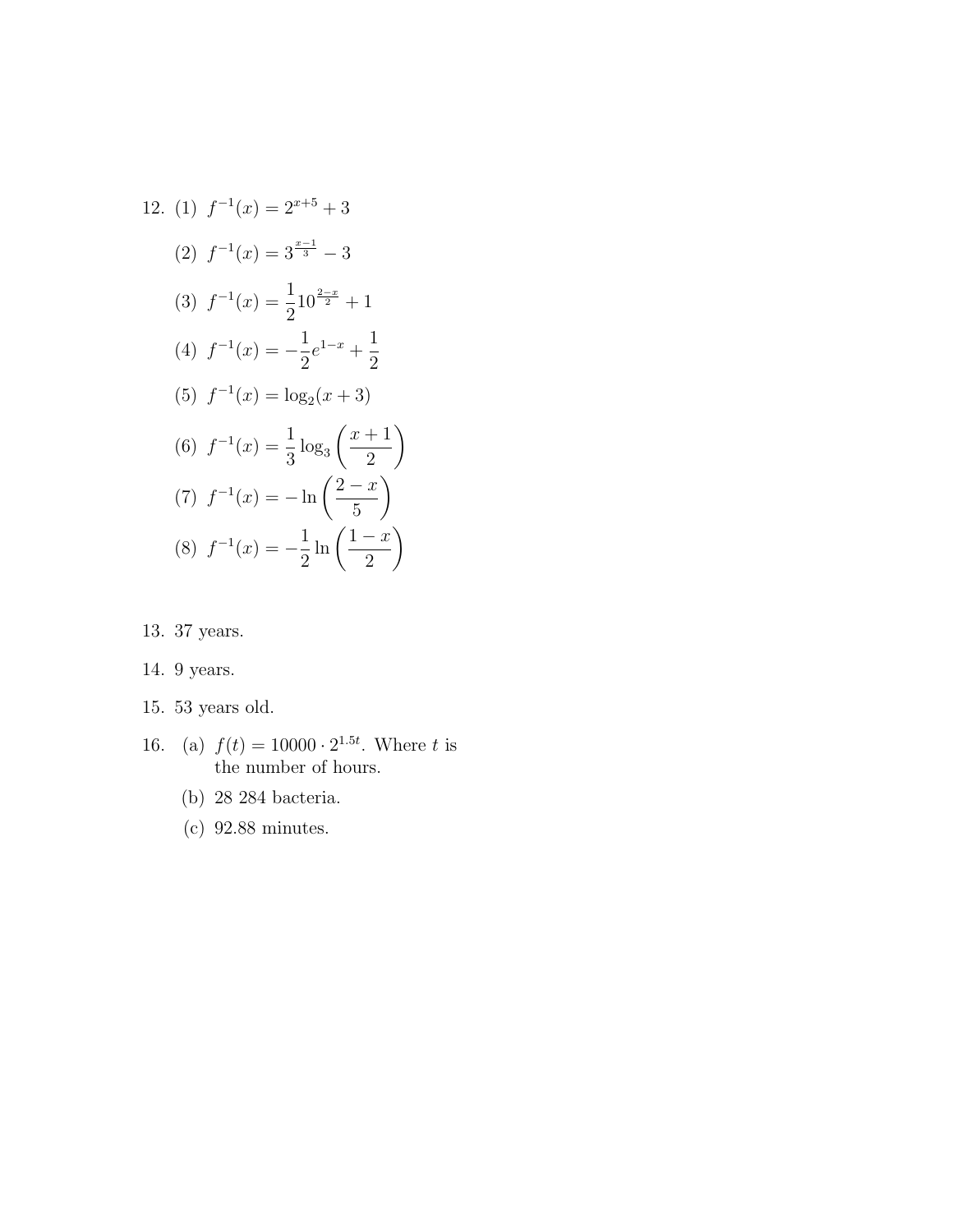12. (1) $f^{-1}(x) = 2^{x+5} + 3$

    (2) $f^{-1}(x) = 3^{\frac{x-1}{3}} - 3$

    (3) $f^{-1}(x) = \frac{1}{2} 10^{\frac{2-x}{2}} + 1$

    (4) $f^{-1}(x) = -\frac{1}{2} e^{1-x} + \frac{1}{2}$

    (5) $f^{-1}(x) = \log_2(x+3)$

    (6) $f^{-1}(x) = \frac{1}{3} \log_3 \left( \frac{x+1}{2} \right)$

    (7) $f^{-1}(x) = -\ln \left( \frac{2-x}{5} \right)$

    (8) $f^{-1}(x) = -\frac{1}{2} \ln \left( \frac{1-x}{2} \right)$

13. 37 years.

14. 9 years.

15. 53 years old.

16. (a) $f(t) = 10000 \cdot 2^{1.5t}$. Where $t$ is the number of hours.

    (b) 28 284 bacteria.

    (c) 92.88 minutes.